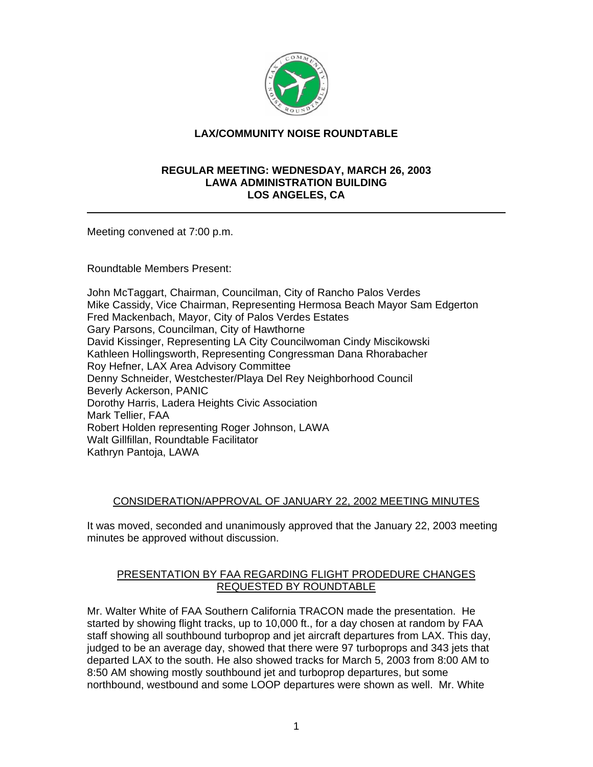# LAX/COMMUNITY NOISE ROUNDTABLE

## REGULAR MEETING: WEDNESDAY, MARCH 26, 2003
## LAWA ADMINISTRATION BUILDING
## LOS ANGELES, CA

---

Meeting convened at 7:00 p.m.

Roundtable Members Present:

John McTaggart, Chairman, Councilman, City of Rancho Palos Verdes
Mike Cassidy, Vice Chairman, Representing Hermosa Beach Mayor Sam Edgerton
Fred Mackenbach, Mayor, City of Palos Verdes Estates
Gary Parsons, Councilman, City of Hawthorne
David Kissinger, Representing LA City Councilwoman Cindy Miscikowski
Kathleen Hollingsworth, Representing Congressman Dana Rhorabacher
Roy Hefner, LAX Area Advisory Committee
Denny Schneider, Westchester/Playa Del Rey Neighborhood Council
Beverly Ackerson, PANIC
Dorothy Harris, Ladera Heights Civic Association
Mark Tellier, FAA
Robert Holden representing Roger Johnson, LAWA
Walt Gillfillan, Roundtable Facilitator
Kathryn Pantoja, LAWA

### CONSIDERATION/APPROVAL OF JANUARY 22, 2002 MEETING MINUTES

It was moved, seconded and unanimously approved that the January 22, 2003 meeting minutes be approved without discussion.

### PRESENTATION BY FAA REGARDING FLIGHT PRODEDURE CHANGES REQUESTED BY ROUNDTABLE

Mr. Walter White of FAA Southern California TRACON made the presentation. He started by showing flight tracks, up to 10,000 ft., for a day chosen at random by FAA staff showing all southbound turboprop and jet aircraft departures from LAX. This day, judged to be an average day, showed that there were 97 turboprops and 343 jets that departed LAX to the south. He also showed tracks for March 5, 2003 from 8:00 AM to 8:50 AM showing mostly southbound jet and turboprop departures, but some northbound, westbound and some LOOP departures were shown as well. Mr. White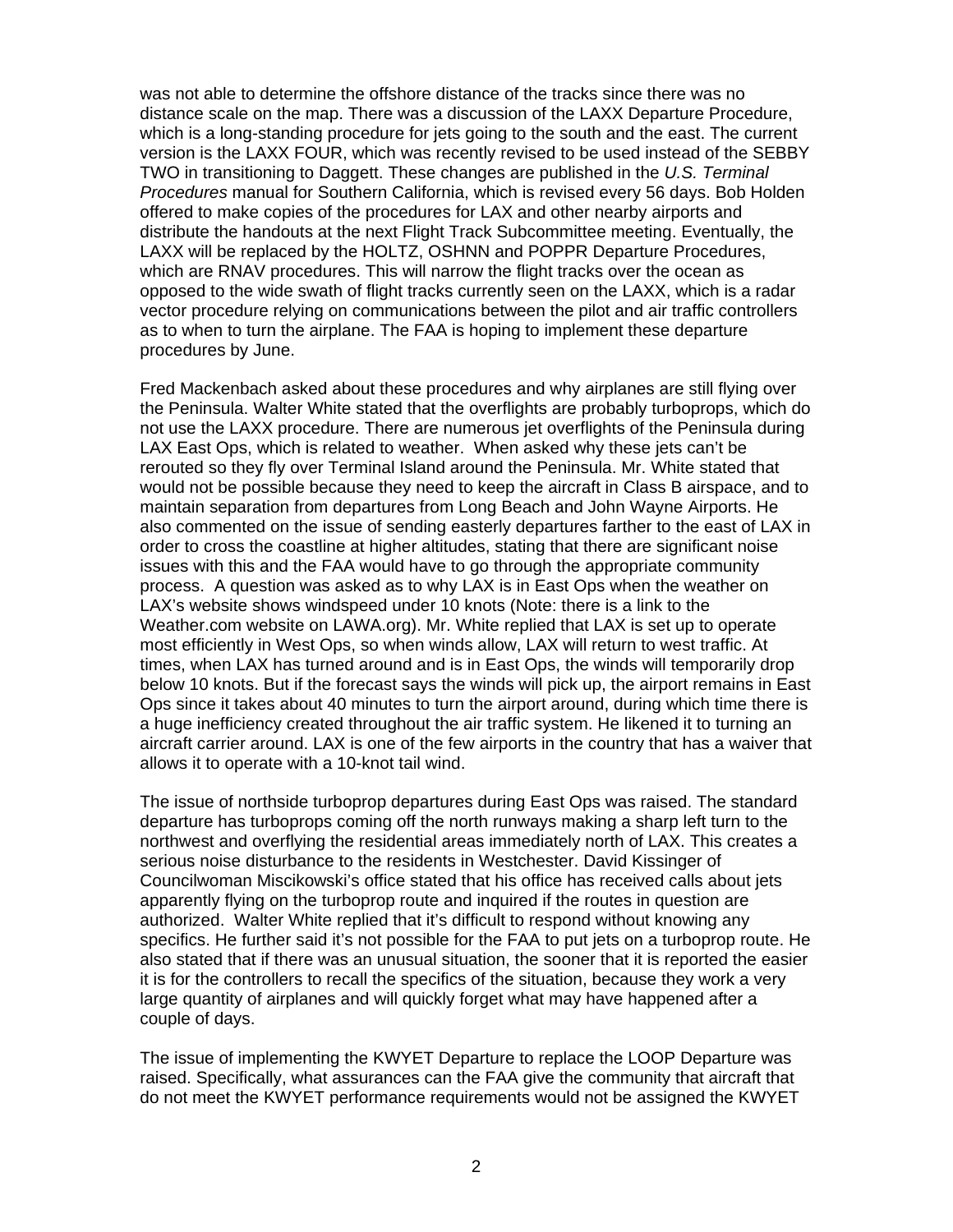was not able to determine the offshore distance of the tracks since there was no distance scale on the map. There was a discussion of the LAXX Departure Procedure, which is a long-standing procedure for jets going to the south and the east. The current version is the LAXX FOUR, which was recently revised to be used instead of the SEBBY TWO in transitioning to Daggett. These changes are published in the *U.S. Terminal Procedures* manual for Southern California, which is revised every 56 days. Bob Holden offered to make copies of the procedures for LAX and other nearby airports and distribute the handouts at the next Flight Track Subcommittee meeting. Eventually, the LAXX will be replaced by the HOLTZ, OSHNN and POPPR Departure Procedures, which are RNAV procedures. This will narrow the flight tracks over the ocean as opposed to the wide swath of flight tracks currently seen on the LAXX, which is a radar vector procedure relying on communications between the pilot and air traffic controllers as to when to turn the airplane. The FAA is hoping to implement these departure procedures by June.

Fred Mackenbach asked about these procedures and why airplanes are still flying over the Peninsula. Walter White stated that the overflights are probably turboprops, which do not use the LAXX procedure. There are numerous jet overflights of the Peninsula during LAX East Ops, which is related to weather. When asked why these jets can't be rerouted so they fly over Terminal Island around the Peninsula. Mr. White stated that would not be possible because they need to keep the aircraft in Class B airspace, and to maintain separation from departures from Long Beach and John Wayne Airports. He also commented on the issue of sending easterly departures farther to the east of LAX in order to cross the coastline at higher altitudes, stating that there are significant noise issues with this and the FAA would have to go through the appropriate community process. A question was asked as to why LAX is in East Ops when the weather on LAX's website shows windspeed under 10 knots (Note: there is a link to the Weather.com website on LAWA.org). Mr. White replied that LAX is set up to operate most efficiently in West Ops, so when winds allow, LAX will return to west traffic. At times, when LAX has turned around and is in East Ops, the winds will temporarily drop below 10 knots. But if the forecast says the winds will pick up, the airport remains in East Ops since it takes about 40 minutes to turn the airport around, during which time there is a huge inefficiency created throughout the air traffic system. He likened it to turning an aircraft carrier around. LAX is one of the few airports in the country that has a waiver that allows it to operate with a 10-knot tail wind.

The issue of northside turboprop departures during East Ops was raised. The standard departure has turboprops coming off the north runways making a sharp left turn to the northwest and overflying the residential areas immediately north of LAX. This creates a serious noise disturbance to the residents in Westchester. David Kissinger of Councilwoman Miscikowski's office stated that his office has received calls about jets apparently flying on the turboprop route and inquired if the routes in question are authorized. Walter White replied that it's difficult to respond without knowing any specifics. He further said it's not possible for the FAA to put jets on a turboprop route. He also stated that if there was an unusual situation, the sooner that it is reported the easier it is for the controllers to recall the specifics of the situation, because they work a very large quantity of airplanes and will quickly forget what may have happened after a couple of days.

The issue of implementing the KWYET Departure to replace the LOOP Departure was raised. Specifically, what assurances can the FAA give the community that aircraft that do not meet the KWYET performance requirements would not be assigned the KWYET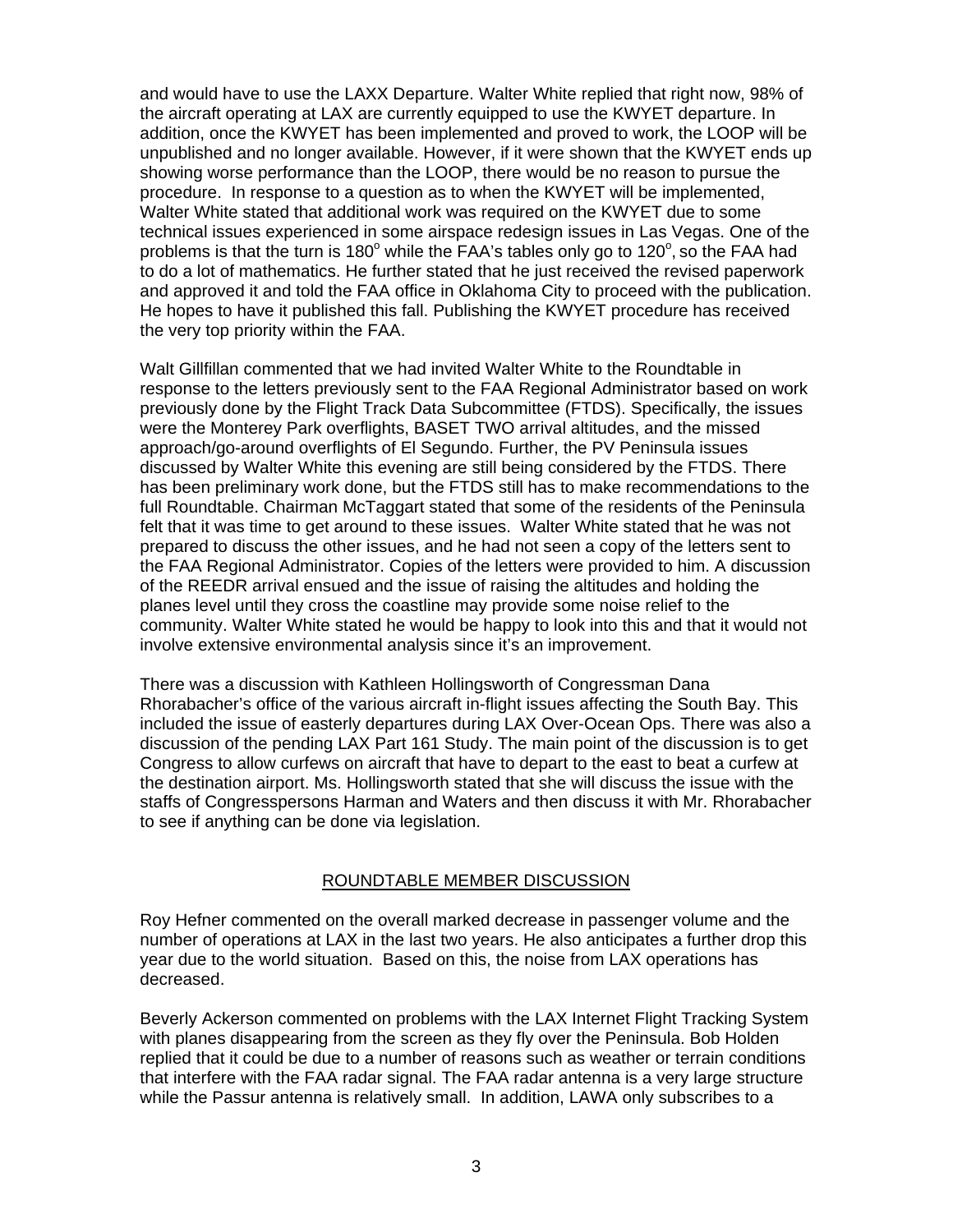and would have to use the LAXX Departure. Walter White replied that right now, 98% of the aircraft operating at LAX are currently equipped to use the KWYET departure. In addition, once the KWYET has been implemented and proved to work, the LOOP will be unpublished and no longer available. However, if it were shown that the KWYET ends up showing worse performance than the LOOP, there would be no reason to pursue the procedure. In response to a question as to when the KWYET will be implemented, Walter White stated that additional work was required on the KWYET due to some technical issues experienced in some airspace redesign issues in Las Vegas. One of the problems is that the turn is 180° while the FAA's tables only go to 120°, so the FAA had to do a lot of mathematics. He further stated that he just received the revised paperwork and approved it and told the FAA office in Oklahoma City to proceed with the publication. He hopes to have it published this fall. Publishing the KWYET procedure has received the very top priority within the FAA.

Walt Gillfillan commented that we had invited Walter White to the Roundtable in response to the letters previously sent to the FAA Regional Administrator based on work previously done by the Flight Track Data Subcommittee (FTDS). Specifically, the issues were the Monterey Park overflights, BASET TWO arrival altitudes, and the missed approach/go-around overflights of El Segundo. Further, the PV Peninsula issues discussed by Walter White this evening are still being considered by the FTDS. There has been preliminary work done, but the FTDS still has to make recommendations to the full Roundtable. Chairman McTaggart stated that some of the residents of the Peninsula felt that it was time to get around to these issues. Walter White stated that he was not prepared to discuss the other issues, and he had not seen a copy of the letters sent to the FAA Regional Administrator. Copies of the letters were provided to him. A discussion of the REEDR arrival ensued and the issue of raising the altitudes and holding the planes level until they cross the coastline may provide some noise relief to the community. Walter White stated he would be happy to look into this and that it would not involve extensive environmental analysis since it's an improvement.

There was a discussion with Kathleen Hollingsworth of Congressman Dana Rhorabacher's office of the various aircraft in-flight issues affecting the South Bay. This included the issue of easterly departures during LAX Over-Ocean Ops. There was also a discussion of the pending LAX Part 161 Study. The main point of the discussion is to get Congress to allow curfews on aircraft that have to depart to the east to beat a curfew at the destination airport. Ms. Hollingsworth stated that she will discuss the issue with the staffs of Congresspersons Harman and Waters and then discuss it with Mr. Rhorabacher to see if anything can be done via legislation.

## ROUNDTABLE MEMBER DISCUSSION

Roy Hefner commented on the overall marked decrease in passenger volume and the number of operations at LAX in the last two years. He also anticipates a further drop this year due to the world situation. Based on this, the noise from LAX operations has decreased.

Beverly Ackerson commented on problems with the LAX Internet Flight Tracking System with planes disappearing from the screen as they fly over the Peninsula. Bob Holden replied that it could be due to a number of reasons such as weather or terrain conditions that interfere with the FAA radar signal. The FAA radar antenna is a very large structure while the Passur antenna is relatively small. In addition, LAWA only subscribes to a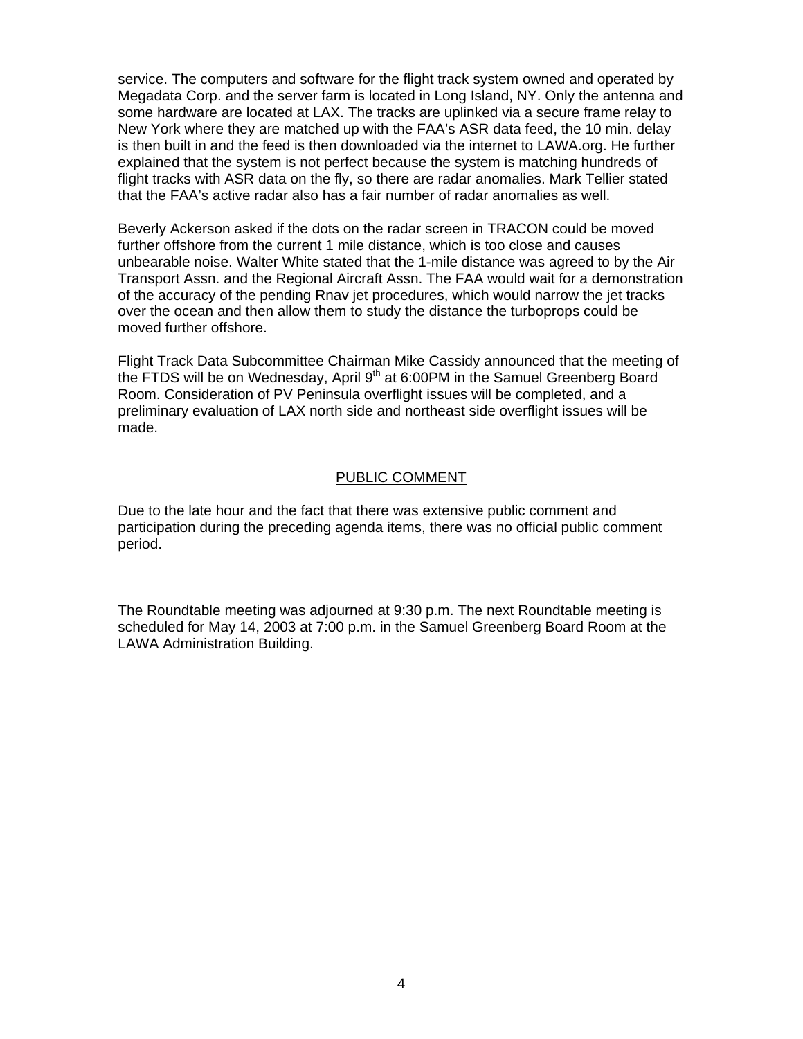service. The computers and software for the flight track system owned and operated by Megadata Corp. and the server farm is located in Long Island, NY. Only the antenna and some hardware are located at LAX. The tracks are uplinked via a secure frame relay to New York where they are matched up with the FAA's ASR data feed, the 10 min. delay is then built in and the feed is then downloaded via the internet to LAWA.org. He further explained that the system is not perfect because the system is matching hundreds of flight tracks with ASR data on the fly, so there are radar anomalies. Mark Tellier stated that the FAA's active radar also has a fair number of radar anomalies as well.

Beverly Ackerson asked if the dots on the radar screen in TRACON could be moved further offshore from the current 1 mile distance, which is too close and causes unbearable noise. Walter White stated that the 1-mile distance was agreed to by the Air Transport Assn. and the Regional Aircraft Assn. The FAA would wait for a demonstration of the accuracy of the pending Rnav jet procedures, which would narrow the jet tracks over the ocean and then allow them to study the distance the turboprops could be moved further offshore.

Flight Track Data Subcommittee Chairman Mike Cassidy announced that the meeting of the FTDS will be on Wednesday, April 9th at 6:00PM in the Samuel Greenberg Board Room. Consideration of PV Peninsula overflight issues will be completed, and a preliminary evaluation of LAX north side and northeast side overflight issues will be made.

## PUBLIC COMMENT

Due to the late hour and the fact that there was extensive public comment and participation during the preceding agenda items, there was no official public comment period.

The Roundtable meeting was adjourned at 9:30 p.m. The next Roundtable meeting is scheduled for May 14, 2003 at 7:00 p.m. in the Samuel Greenberg Board Room at the LAWA Administration Building.